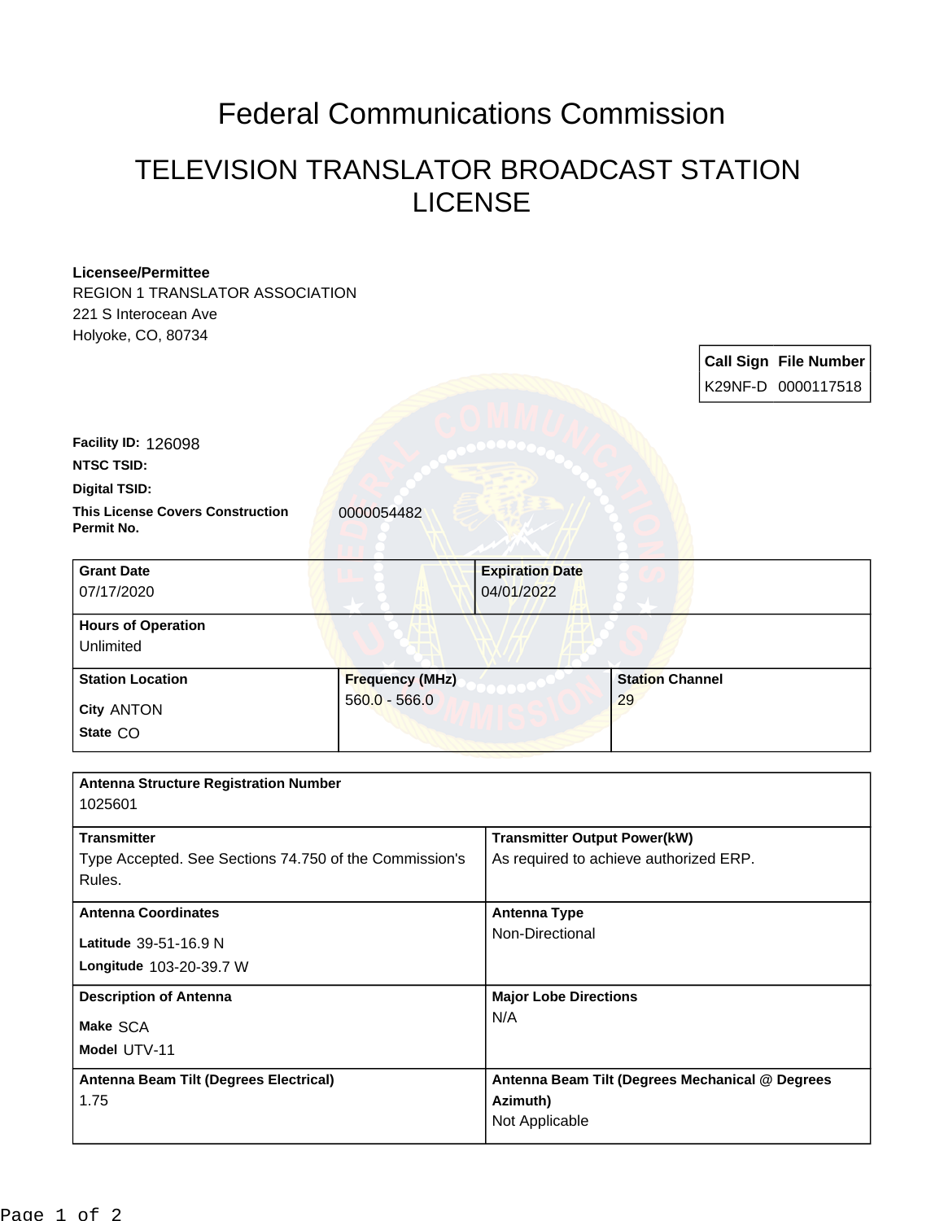# Federal Communications Commission

## TELEVISION TRANSLATOR BROADCAST STATION LICENSE

**Licensee/Permittee**
REGION 1 TRANSLATOR ASSOCIATION
221 S Interocean Ave
Holyoke, CO, 80734

| Call Sign | File Number |
| --- | --- |
| K29NF-D | 0000117518 |

**Facility ID:** 126098

**NTSC TSID:**

**Digital TSID:**

**This License Covers Construction Permit No.** 0000054482

| Grant Date | Expiration Date |
| --- | --- |
| 07/17/2020 | 04/01/2022 |

| Hours of Operation |
| --- |
| Unlimited |

| Station Location | Frequency (MHz) | Station Channel |
| --- | --- | --- |
| City ANTON<br>State CO | 560.0 - 566.0 | 29 |

| Antenna Structure Registration Number | |
| --- | --- |
| 1025601 | |
| **Transmitter** | **Transmitter Output Power(kW)** |
| Type Accepted. See Sections 74.750 of the Commission's Rules. | As required to achieve authorized ERP. |
| **Antenna Coordinates** | **Antenna Type** |
| Latitude 39-51-16.9 N<br>Longitude 103-20-39.7 W | Non-Directional |
| **Description of Antenna** | **Major Lobe Directions** |
| Make SCA<br>Model UTV-11 | N/A |
| **Antenna Beam Tilt (Degrees Electrical)** | **Antenna Beam Tilt (Degrees Mechanical @ Degrees Azimuth)** |
| 1.75 | Not Applicable |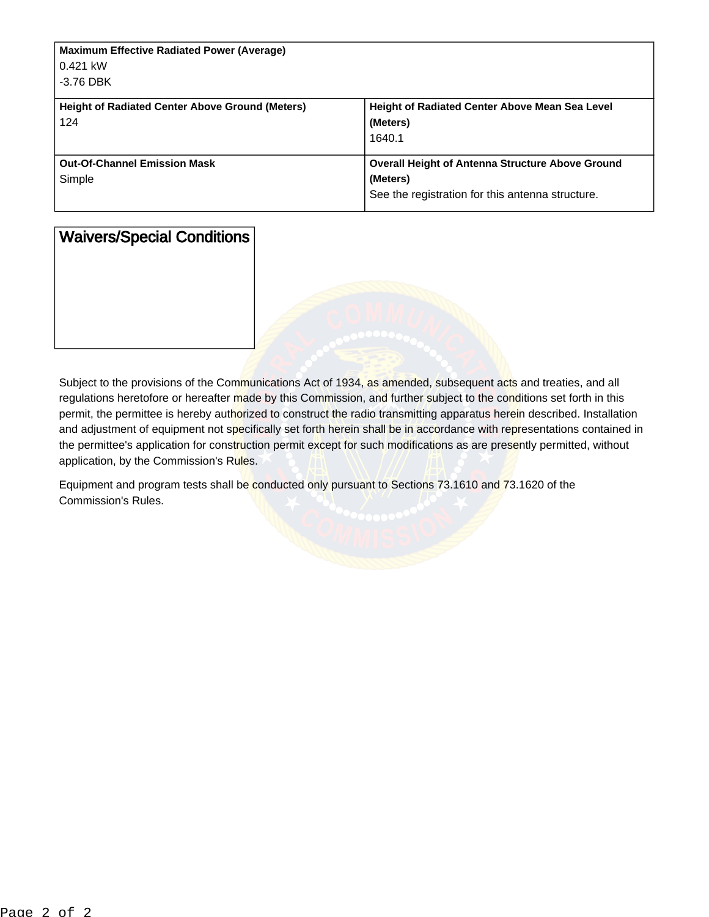| | |
|---|---|
| **Maximum Effective Radiated Power (Average)**<br>0.421 kW<br>-3.76 DBK | |
| **Height of Radiated Center Above Ground (Meters)**<br>124 | **Height of Radiated Center Above Mean Sea Level (Meters)**<br>1640.1 |
| **Out-Of-Channel Emission Mask**<br>Simple | **Overall Height of Antenna Structure Above Ground (Meters)**<br>See the registration for this antenna structure. |

## Waivers/Special Conditions

Subject to the provisions of the Communications Act of 1934, as amended, subsequent acts and treaties, and all regulations heretofore or hereafter made by this Commission, and further subject to the conditions set forth in this permit, the permittee is hereby authorized to construct the radio transmitting apparatus herein described. Installation and adjustment of equipment not specifically set forth herein shall be in accordance with representations contained in the permittee's application for construction permit except for such modifications as are presently permitted, without application, by the Commission's Rules.

Equipment and program tests shall be conducted only pursuant to Sections 73.1610 and 73.1620 of the Commission's Rules.